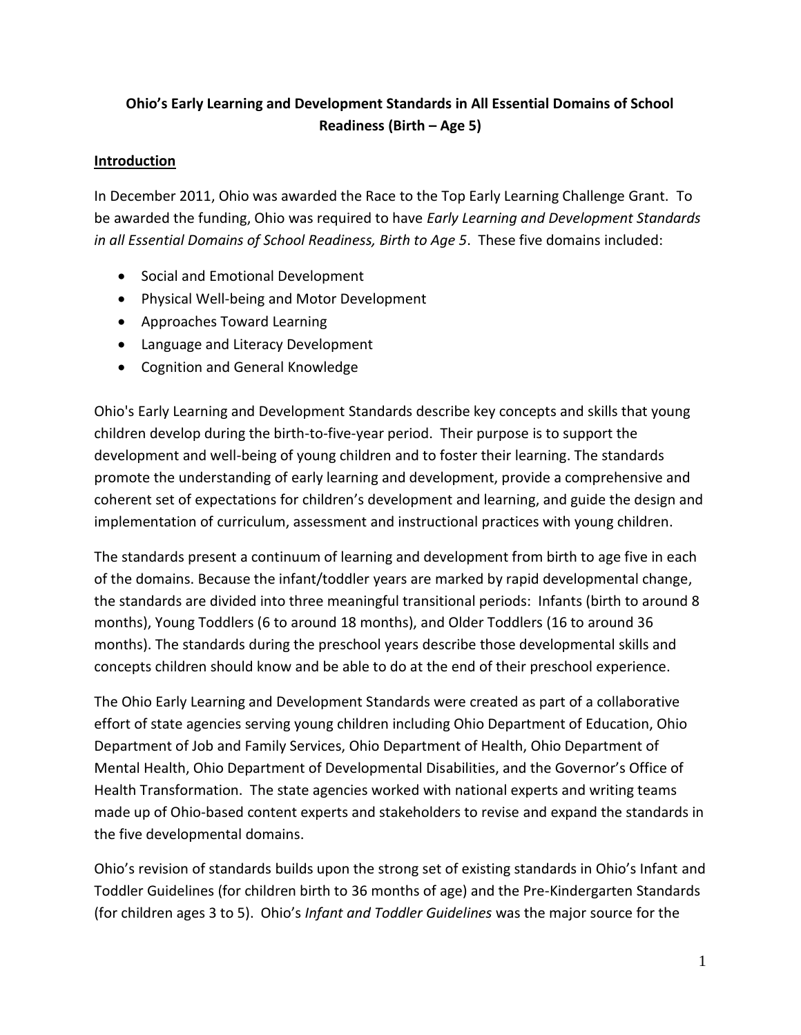# Ohio's Early Learning and Development Standards in All Essential Domains of School Readiness (Birth – Age 5)

## Introduction

In December 2011, Ohio was awarded the Race to the Top Early Learning Challenge Grant. To be awarded the funding, Ohio was required to have *Early Learning and Development Standards in all Essential Domains of School Readiness, Birth to Age 5*. These five domains included:

- Social and Emotional Development
- Physical Well-being and Motor Development
- Approaches Toward Learning
- Language and Literacy Development
- Cognition and General Knowledge

Ohio's Early Learning and Development Standards describe key concepts and skills that young children develop during the birth-to-five-year period. Their purpose is to support the development and well-being of young children and to foster their learning. The standards promote the understanding of early learning and development, provide a comprehensive and coherent set of expectations for children's development and learning, and guide the design and implementation of curriculum, assessment and instructional practices with young children.

The standards present a continuum of learning and development from birth to age five in each of the domains. Because the infant/toddler years are marked by rapid developmental change, the standards are divided into three meaningful transitional periods: Infants (birth to around 8 months), Young Toddlers (6 to around 18 months), and Older Toddlers (16 to around 36 months). The standards during the preschool years describe those developmental skills and concepts children should know and be able to do at the end of their preschool experience.

The Ohio Early Learning and Development Standards were created as part of a collaborative effort of state agencies serving young children including Ohio Department of Education, Ohio Department of Job and Family Services, Ohio Department of Health, Ohio Department of Mental Health, Ohio Department of Developmental Disabilities, and the Governor's Office of Health Transformation. The state agencies worked with national experts and writing teams made up of Ohio-based content experts and stakeholders to revise and expand the standards in the five developmental domains.

Ohio's revision of standards builds upon the strong set of existing standards in Ohio's Infant and Toddler Guidelines (for children birth to 36 months of age) and the Pre-Kindergarten Standards (for children ages 3 to 5). Ohio's *Infant and Toddler Guidelines* was the major source for the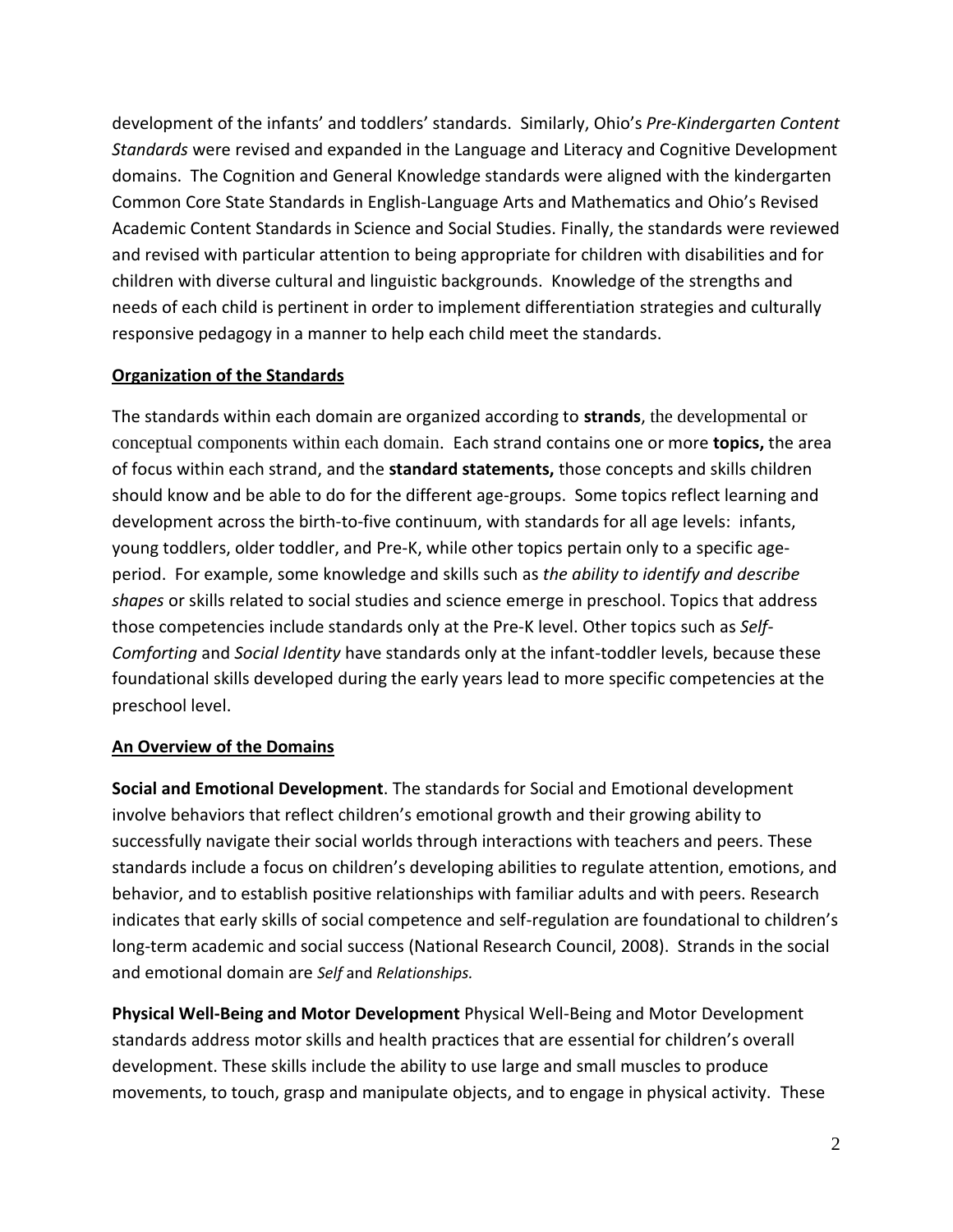development of the infants' and toddlers' standards. Similarly, Ohio's *Pre-Kindergarten Content Standards* were revised and expanded in the Language and Literacy and Cognitive Development domains. The Cognition and General Knowledge standards were aligned with the kindergarten Common Core State Standards in English-Language Arts and Mathematics and Ohio's Revised Academic Content Standards in Science and Social Studies. Finally, the standards were reviewed and revised with particular attention to being appropriate for children with disabilities and for children with diverse cultural and linguistic backgrounds. Knowledge of the strengths and needs of each child is pertinent in order to implement differentiation strategies and culturally responsive pedagogy in a manner to help each child meet the standards.

## Organization of the Standards

The standards within each domain are organized according to **strands**, the developmental or conceptual components within each domain. Each strand contains one or more **topics,** the area of focus within each strand, and the **standard statements,** those concepts and skills children should know and be able to do for the different age-groups. Some topics reflect learning and development across the birth-to-five continuum, with standards for all age levels: infants, young toddlers, older toddler, and Pre-K, while other topics pertain only to a specific age-period. For example, some knowledge and skills such as *the ability to identify and describe shapes* or skills related to social studies and science emerge in preschool. Topics that address those competencies include standards only at the Pre-K level. Other topics such as *Self-Comforting* and *Social Identity* have standards only at the infant-toddler levels, because these foundational skills developed during the early years lead to more specific competencies at the preschool level.

## An Overview of the Domains

**Social and Emotional Development**. The standards for Social and Emotional development involve behaviors that reflect children's emotional growth and their growing ability to successfully navigate their social worlds through interactions with teachers and peers. These standards include a focus on children's developing abilities to regulate attention, emotions, and behavior, and to establish positive relationships with familiar adults and with peers. Research indicates that early skills of social competence and self-regulation are foundational to children's long-term academic and social success (National Research Council, 2008). Strands in the social and emotional domain are *Self* and *Relationships.*

**Physical Well-Being and Motor Development** Physical Well-Being and Motor Development standards address motor skills and health practices that are essential for children's overall development. These skills include the ability to use large and small muscles to produce movements, to touch, grasp and manipulate objects, and to engage in physical activity. These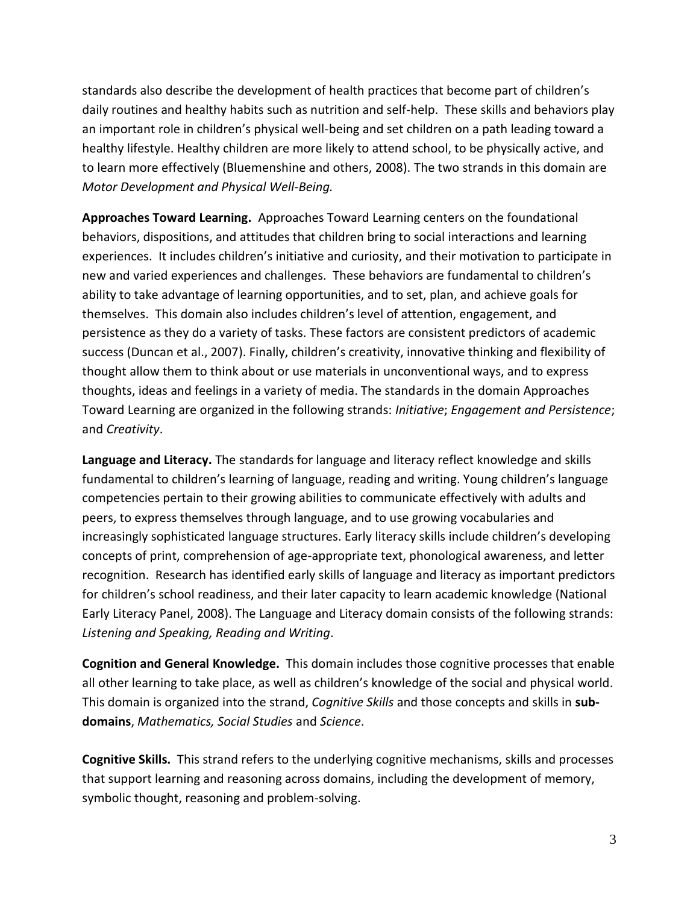standards also describe the development of health practices that become part of children's daily routines and healthy habits such as nutrition and self-help. These skills and behaviors play an important role in children's physical well-being and set children on a path leading toward a healthy lifestyle. Healthy children are more likely to attend school, to be physically active, and to learn more effectively (Bluemenshine and others, 2008). The two strands in this domain are *Motor Development and Physical Well-Being.*

**Approaches Toward Learning.** Approaches Toward Learning centers on the foundational behaviors, dispositions, and attitudes that children bring to social interactions and learning experiences. It includes children's initiative and curiosity, and their motivation to participate in new and varied experiences and challenges. These behaviors are fundamental to children's ability to take advantage of learning opportunities, and to set, plan, and achieve goals for themselves. This domain also includes children's level of attention, engagement, and persistence as they do a variety of tasks. These factors are consistent predictors of academic success (Duncan et al., 2007). Finally, children's creativity, innovative thinking and flexibility of thought allow them to think about or use materials in unconventional ways, and to express thoughts, ideas and feelings in a variety of media. The standards in the domain Approaches Toward Learning are organized in the following strands: *Initiative*; *Engagement and Persistence*; and *Creativity*.

**Language and Literacy.** The standards for language and literacy reflect knowledge and skills fundamental to children's learning of language, reading and writing. Young children's language competencies pertain to their growing abilities to communicate effectively with adults and peers, to express themselves through language, and to use growing vocabularies and increasingly sophisticated language structures. Early literacy skills include children's developing concepts of print, comprehension of age-appropriate text, phonological awareness, and letter recognition. Research has identified early skills of language and literacy as important predictors for children's school readiness, and their later capacity to learn academic knowledge (National Early Literacy Panel, 2008). The Language and Literacy domain consists of the following strands: *Listening and Speaking, Reading and Writing*.

**Cognition and General Knowledge.** This domain includes those cognitive processes that enable all other learning to take place, as well as children's knowledge of the social and physical world. This domain is organized into the strand, *Cognitive Skills* and those concepts and skills in **sub-domains**, *Mathematics, Social Studies* and *Science*.

**Cognitive Skills.** This strand refers to the underlying cognitive mechanisms, skills and processes that support learning and reasoning across domains, including the development of memory, symbolic thought, reasoning and problem-solving.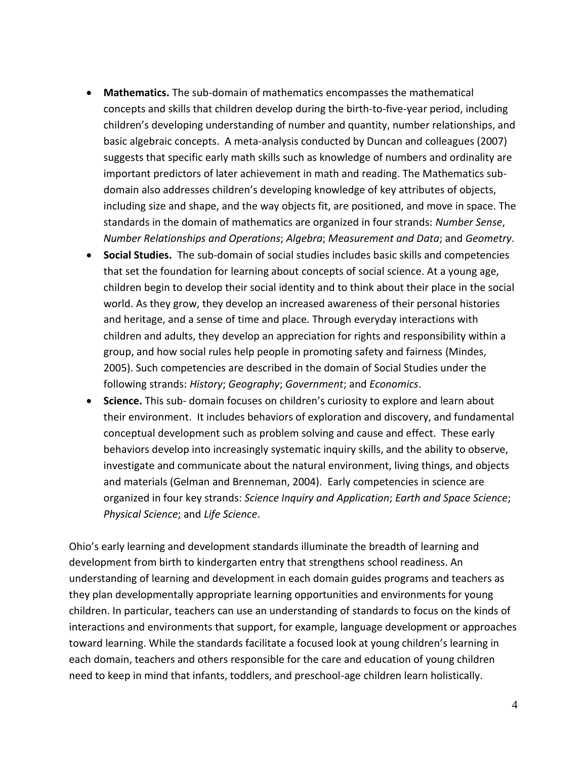- **Mathematics.** The sub-domain of mathematics encompasses the mathematical concepts and skills that children develop during the birth-to-five-year period, including children's developing understanding of number and quantity, number relationships, and basic algebraic concepts. A meta-analysis conducted by Duncan and colleagues (2007) suggests that specific early math skills such as knowledge of numbers and ordinality are important predictors of later achievement in math and reading. The Mathematics sub-domain also addresses children's developing knowledge of key attributes of objects, including size and shape, and the way objects fit, are positioned, and move in space. The standards in the domain of mathematics are organized in four strands: *Number Sense*, *Number Relationships and Operations*; *Algebra*; *Measurement and Data*; and *Geometry*.
- **Social Studies.** The sub-domain of social studies includes basic skills and competencies that set the foundation for learning about concepts of social science. At a young age, children begin to develop their social identity and to think about their place in the social world. As they grow, they develop an increased awareness of their personal histories and heritage, and a sense of time and place. Through everyday interactions with children and adults, they develop an appreciation for rights and responsibility within a group, and how social rules help people in promoting safety and fairness (Mindes, 2005). Such competencies are described in the domain of Social Studies under the following strands: *History*; *Geography*; *Government*; and *Economics*.
- **Science.** This sub- domain focuses on children's curiosity to explore and learn about their environment. It includes behaviors of exploration and discovery, and fundamental conceptual development such as problem solving and cause and effect. These early behaviors develop into increasingly systematic inquiry skills, and the ability to observe, investigate and communicate about the natural environment, living things, and objects and materials (Gelman and Brenneman, 2004). Early competencies in science are organized in four key strands: *Science Inquiry and Application*; *Earth and Space Science*; *Physical Science*; and *Life Science*.

Ohio's early learning and development standards illuminate the breadth of learning and development from birth to kindergarten entry that strengthens school readiness. An understanding of learning and development in each domain guides programs and teachers as they plan developmentally appropriate learning opportunities and environments for young children. In particular, teachers can use an understanding of standards to focus on the kinds of interactions and environments that support, for example, language development or approaches toward learning. While the standards facilitate a focused look at young children's learning in each domain, teachers and others responsible for the care and education of young children need to keep in mind that infants, toddlers, and preschool-age children learn holistically.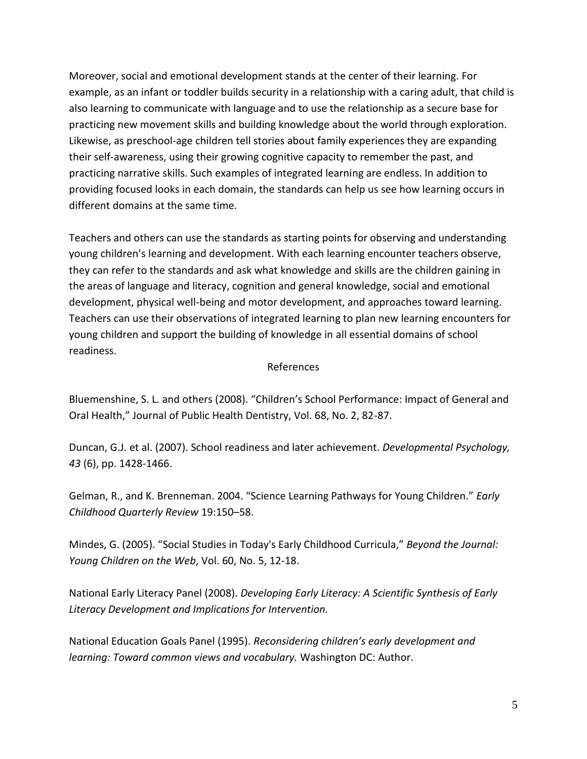Moreover, social and emotional development stands at the center of their learning. For example, as an infant or toddler builds security in a relationship with a caring adult, that child is also learning to communicate with language and to use the relationship as a secure base for practicing new movement skills and building knowledge about the world through exploration. Likewise, as preschool-age children tell stories about family experiences they are expanding their self-awareness, using their growing cognitive capacity to remember the past, and practicing narrative skills. Such examples of integrated learning are endless. In addition to providing focused looks in each domain, the standards can help us see how learning occurs in different domains at the same time.

Teachers and others can use the standards as starting points for observing and understanding young children's learning and development. With each learning encounter teachers observe, they can refer to the standards and ask what knowledge and skills are the children gaining in the areas of language and literacy, cognition and general knowledge, social and emotional development, physical well-being and motor development, and approaches toward learning. Teachers can use their observations of integrated learning to plan new learning encounters for young children and support the building of knowledge in all essential domains of school readiness.

## References

Bluemenshine, S. L. and others (2008). "Children's School Performance: Impact of General and Oral Health," Journal of Public Health Dentistry, Vol. 68, No. 2, 82-87.

Duncan, G.J. et al. (2007). School readiness and later achievement. *Developmental Psychology, 43* (6), pp. 1428-1466.

Gelman, R., and K. Brenneman. 2004. "Science Learning Pathways for Young Children." *Early Childhood Quarterly Review* 19:150–58.

Mindes, G. (2005). "Social Studies in Today's Early Childhood Curricula," *Beyond the Journal: Young Children on the Web*, Vol. 60, No. 5, 12-18.

National Early Literacy Panel (2008). *Developing Early Literacy: A Scientific Synthesis of Early Literacy Development and Implications for Intervention.*

National Education Goals Panel (1995). *Reconsidering children's early development and learning: Toward common views and vocabulary.* Washington DC: Author.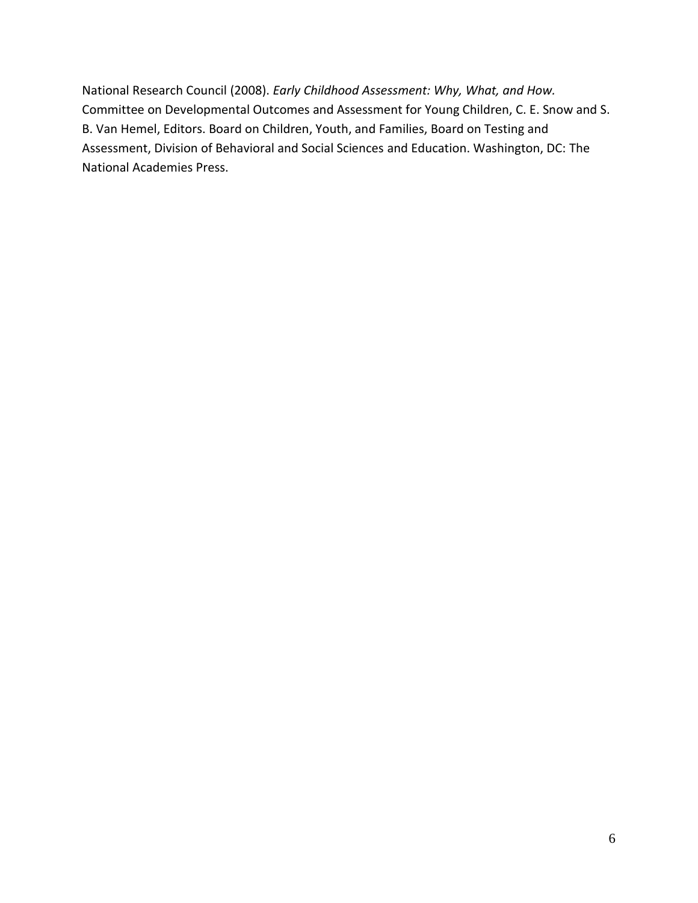National Research Council (2008). *Early Childhood Assessment: Why, What, and How.* Committee on Developmental Outcomes and Assessment for Young Children, C. E. Snow and S. B. Van Hemel, Editors. Board on Children, Youth, and Families, Board on Testing and Assessment, Division of Behavioral and Social Sciences and Education. Washington, DC: The National Academies Press.